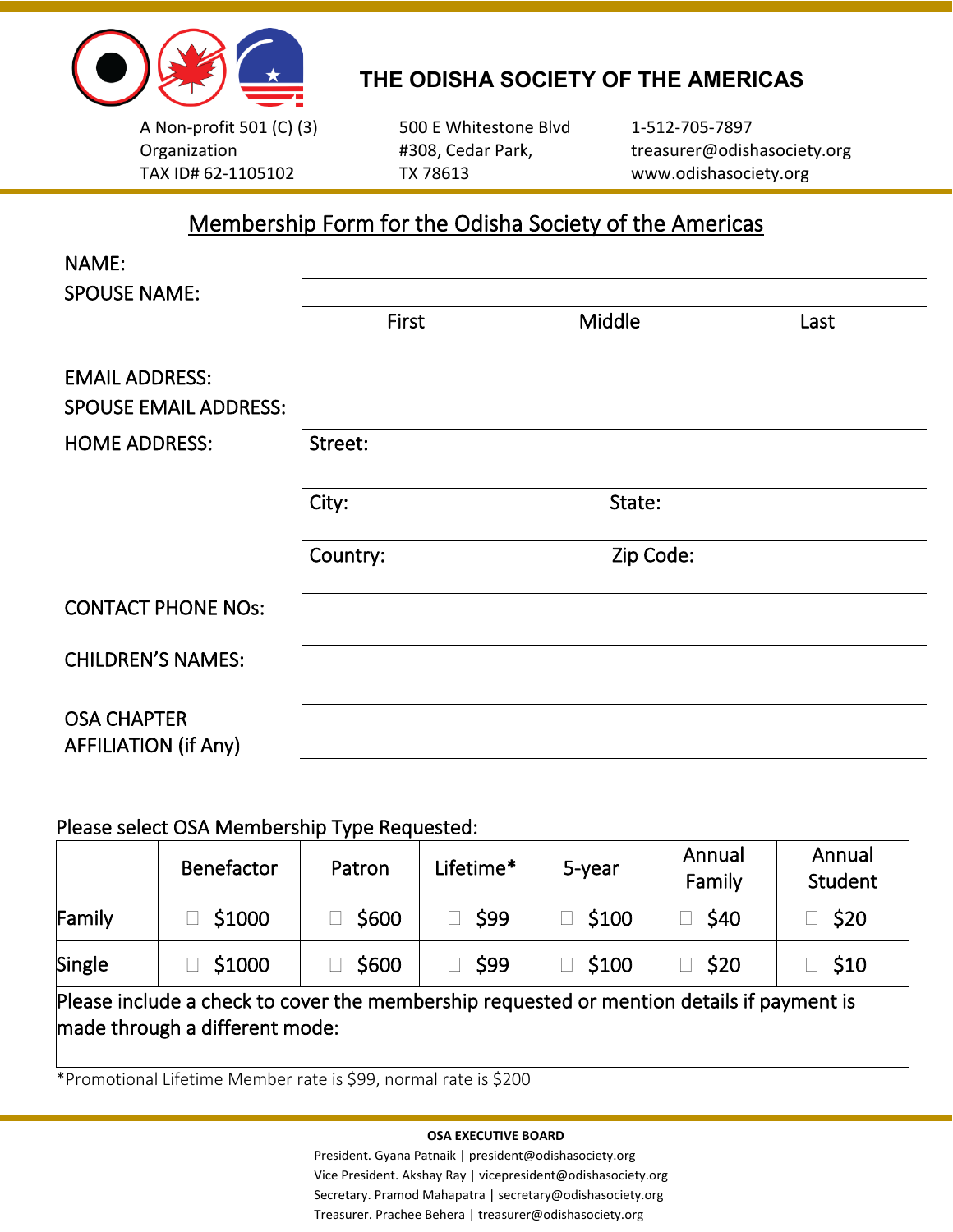# THE ODISHA SOCIETY OF THE AMERICAS

A Non-profit 501 (C) (3) Organization
TAX ID# 62-1105102

500 E Whitestone Blvd
#308, Cedar Park,
TX 78613

1-512-705-7897
treasurer@odishasociety.org
www.odishasociety.org

## Membership Form for the Odisha Society of the Americas

NAME:

SPOUSE NAME:

First | Middle | Last

EMAIL ADDRESS:

SPOUSE EMAIL ADDRESS:

HOME ADDRESS: Street:

City: State:

Country: Zip Code:

CONTACT PHONE NOs:

CHILDREN'S NAMES:

OSA CHAPTER AFFILIATION (if Any)

Please select OSA Membership Type Requested:

| | Benefactor | Patron | Lifetime* | 5-year | Annual Family | Annual Student |
|---|---|---|---|---|---|---|
| Family | ☐ $1000 | ☐ $600 | ☐ $99 | ☐ $100 | ☐ $40 | ☐ $20 |
| Single | ☐ $1000 | ☐ $600 | ☐ $99 | ☐ $100 | ☐ $20 | ☐ $10 |

Please include a check to cover the membership requested or mention details if payment is made through a different mode:

*Promotional Lifetime Member rate is $99, normal rate is $200

**OSA EXECUTIVE BOARD**

President. Gyana Patnaik | president@odishasociety.org
Vice President. Akshay Ray | vicepresident@odishasociety.org
Secretary. Pramod Mahapatra | secretary@odishasociety.org
Treasurer. Prachee Behera | treasurer@odishasociety.org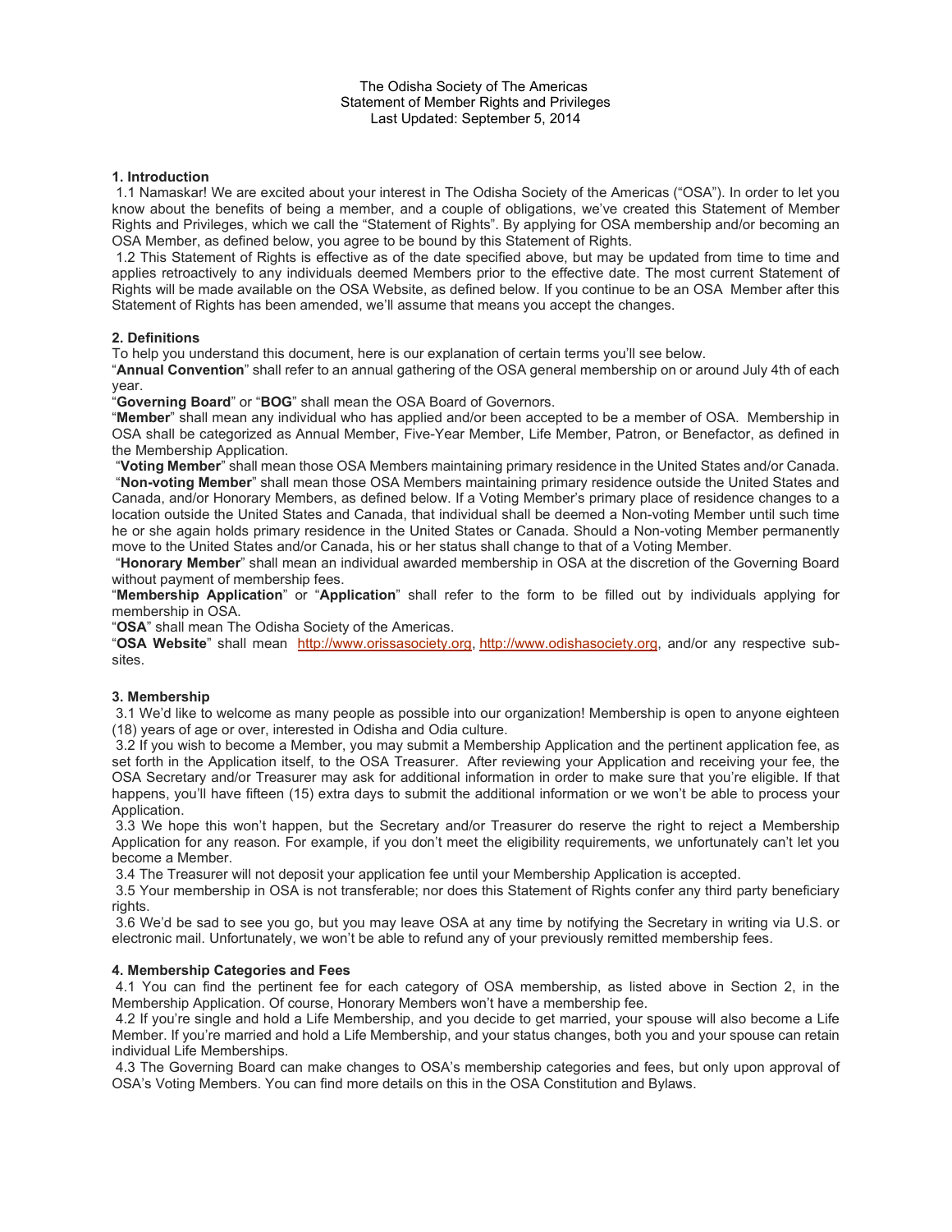The Odisha Society of The Americas
Statement of Member Rights and Privileges
Last Updated: September 5, 2014

## 1. Introduction

1.1 Namaskar! We are excited about your interest in The Odisha Society of the Americas ("OSA"). In order to let you know about the benefits of being a member, and a couple of obligations, we've created this Statement of Member Rights and Privileges, which we call the "Statement of Rights". By applying for OSA membership and/or becoming an OSA Member, as defined below, you agree to be bound by this Statement of Rights.

1.2 This Statement of Rights is effective as of the date specified above, but may be updated from time to time and applies retroactively to any individuals deemed Members prior to the effective date. The most current Statement of Rights will be made available on the OSA Website, as defined below. If you continue to be an OSA Member after this Statement of Rights has been amended, we'll assume that means you accept the changes.

## 2. Definitions

To help you understand this document, here is our explanation of certain terms you'll see below.

"**Annual Convention**" shall refer to an annual gathering of the OSA general membership on or around July 4th of each year.

"**Governing Board**" or "**BOG**" shall mean the OSA Board of Governors.

"**Member**" shall mean any individual who has applied and/or been accepted to be a member of OSA. Membership in OSA shall be categorized as Annual Member, Five-Year Member, Life Member, Patron, or Benefactor, as defined in the Membership Application.

"**Voting Member**" shall mean those OSA Members maintaining primary residence in the United States and/or Canada.

"**Non-voting Member**" shall mean those OSA Members maintaining primary residence outside the United States and Canada, and/or Honorary Members, as defined below. If a Voting Member's primary place of residence changes to a location outside the United States and Canada, that individual shall be deemed a Non-voting Member until such time he or she again holds primary residence in the United States or Canada. Should a Non-voting Member permanently move to the United States and/or Canada, his or her status shall change to that of a Voting Member.

"**Honorary Member**" shall mean an individual awarded membership in OSA at the discretion of the Governing Board without payment of membership fees.

"**Membership Application**" or "**Application**" shall refer to the form to be filled out by individuals applying for membership in OSA.

"**OSA**" shall mean The Odisha Society of the Americas.

"**OSA Website**" shall mean http://www.orissasociety.org, http://www.odishasociety.org, and/or any respective sub-sites.

## 3. Membership

3.1 We'd like to welcome as many people as possible into our organization! Membership is open to anyone eighteen (18) years of age or over, interested in Odisha and Odia culture.

3.2 If you wish to become a Member, you may submit a Membership Application and the pertinent application fee, as set forth in the Application itself, to the OSA Treasurer. After reviewing your Application and receiving your fee, the OSA Secretary and/or Treasurer may ask for additional information in order to make sure that you're eligible. If that happens, you'll have fifteen (15) extra days to submit the additional information or we won't be able to process your Application.

3.3 We hope this won't happen, but the Secretary and/or Treasurer do reserve the right to reject a Membership Application for any reason. For example, if you don't meet the eligibility requirements, we unfortunately can't let you become a Member.

3.4 The Treasurer will not deposit your application fee until your Membership Application is accepted.

3.5 Your membership in OSA is not transferable; nor does this Statement of Rights confer any third party beneficiary rights.

3.6 We'd be sad to see you go, but you may leave OSA at any time by notifying the Secretary in writing via U.S. or electronic mail. Unfortunately, we won't be able to refund any of your previously remitted membership fees.

## 4. Membership Categories and Fees

4.1 You can find the pertinent fee for each category of OSA membership, as listed above in Section 2, in the Membership Application. Of course, Honorary Members won't have a membership fee.

4.2 If you're single and hold a Life Membership, and you decide to get married, your spouse will also become a Life Member. If you're married and hold a Life Membership, and your status changes, both you and your spouse can retain individual Life Memberships.

4.3 The Governing Board can make changes to OSA's membership categories and fees, but only upon approval of OSA's Voting Members. You can find more details on this in the OSA Constitution and Bylaws.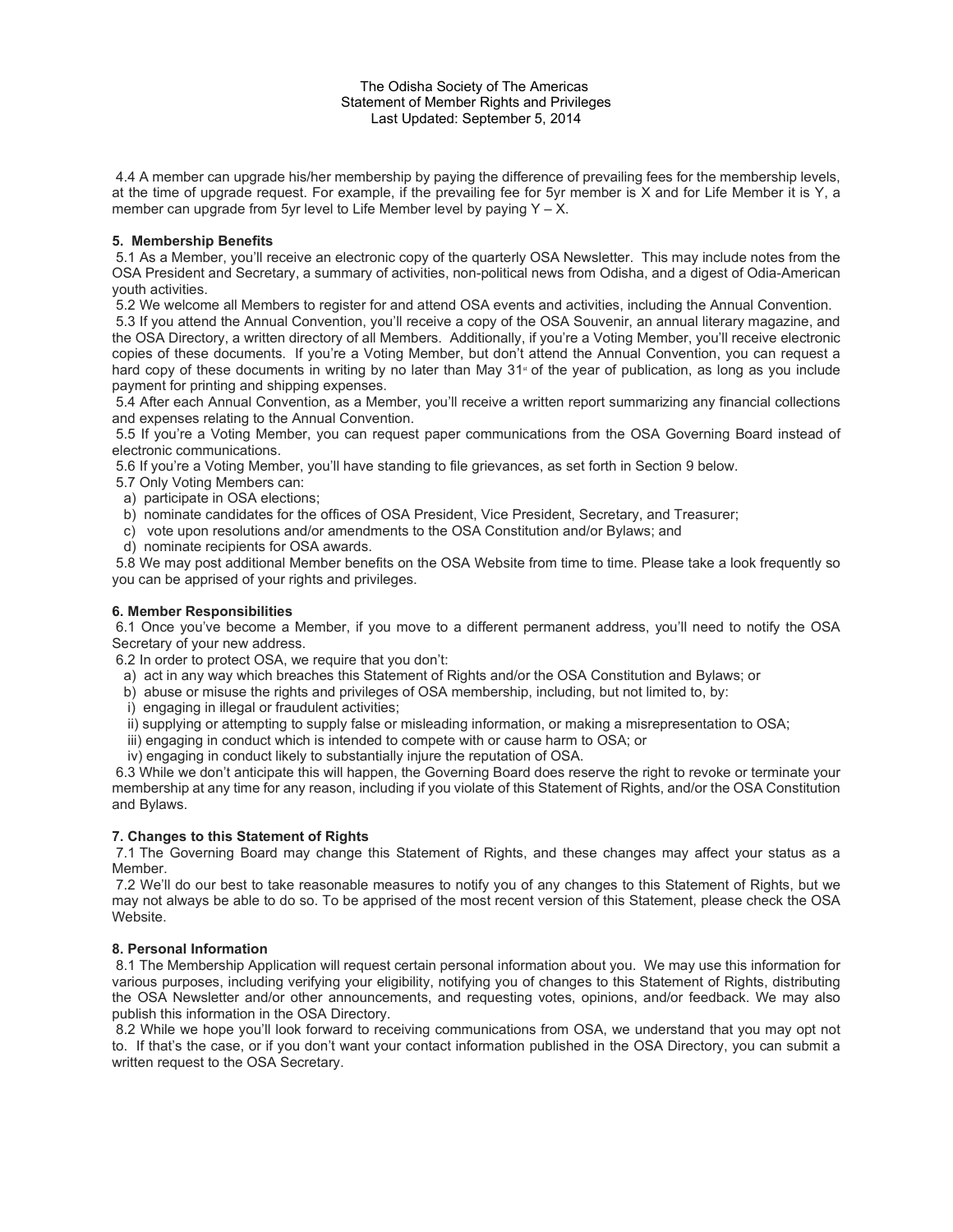The Odisha Society of The Americas
Statement of Member Rights and Privileges
Last Updated: September 5, 2014

4.4 A member can upgrade his/her membership by paying the difference of prevailing fees for the membership levels, at the time of upgrade request. For example, if the prevailing fee for 5yr member is X and for Life Member it is Y, a member can upgrade from 5yr level to Life Member level by paying Y – X.

**5. Membership Benefits**

5.1 As a Member, you'll receive an electronic copy of the quarterly OSA Newsletter. This may include notes from the OSA President and Secretary, a summary of activities, non-political news from Odisha, and a digest of Odia-American youth activities.

5.2 We welcome all Members to register for and attend OSA events and activities, including the Annual Convention.

5.3 If you attend the Annual Convention, you'll receive a copy of the OSA Souvenir, an annual literary magazine, and the OSA Directory, a written directory of all Members. Additionally, if you're a Voting Member, you'll receive electronic copies of these documents. If you're a Voting Member, but don't attend the Annual Convention, you can request a hard copy of these documents in writing by no later than May 31st of the year of publication, as long as you include payment for printing and shipping expenses.

5.4 After each Annual Convention, as a Member, you'll receive a written report summarizing any financial collections and expenses relating to the Annual Convention.

5.5 If you're a Voting Member, you can request paper communications from the OSA Governing Board instead of electronic communications.

5.6 If you're a Voting Member, you'll have standing to file grievances, as set forth in Section 9 below.

5.7 Only Voting Members can:

a) participate in OSA elections;
b) nominate candidates for the offices of OSA President, Vice President, Secretary, and Treasurer;
c) vote upon resolutions and/or amendments to the OSA Constitution and/or Bylaws; and
d) nominate recipients for OSA awards.

5.8 We may post additional Member benefits on the OSA Website from time to time. Please take a look frequently so you can be apprised of your rights and privileges.

**6. Member Responsibilities**

6.1 Once you've become a Member, if you move to a different permanent address, you'll need to notify the OSA Secretary of your new address.

6.2 In order to protect OSA, we require that you don't:

a) act in any way which breaches this Statement of Rights and/or the OSA Constitution and Bylaws; or
b) abuse or misuse the rights and privileges of OSA membership, including, but not limited to, by:
i) engaging in illegal or fraudulent activities;
ii) supplying or attempting to supply false or misleading information, or making a misrepresentation to OSA;
iii) engaging in conduct which is intended to compete with or cause harm to OSA; or
iv) engaging in conduct likely to substantially injure the reputation of OSA.

6.3 While we don't anticipate this will happen, the Governing Board does reserve the right to revoke or terminate your membership at any time for any reason, including if you violate of this Statement of Rights, and/or the OSA Constitution and Bylaws.

**7. Changes to this Statement of Rights**

7.1 The Governing Board may change this Statement of Rights, and these changes may affect your status as a Member.

7.2 We'll do our best to take reasonable measures to notify you of any changes to this Statement of Rights, but we may not always be able to do so. To be apprised of the most recent version of this Statement, please check the OSA Website.

**8. Personal Information**

8.1 The Membership Application will request certain personal information about you. We may use this information for various purposes, including verifying your eligibility, notifying you of changes to this Statement of Rights, distributing the OSA Newsletter and/or other announcements, and requesting votes, opinions, and/or feedback. We may also publish this information in the OSA Directory.

8.2 While we hope you'll look forward to receiving communications from OSA, we understand that you may opt not to. If that's the case, or if you don't want your contact information published in the OSA Directory, you can submit a written request to the OSA Secretary.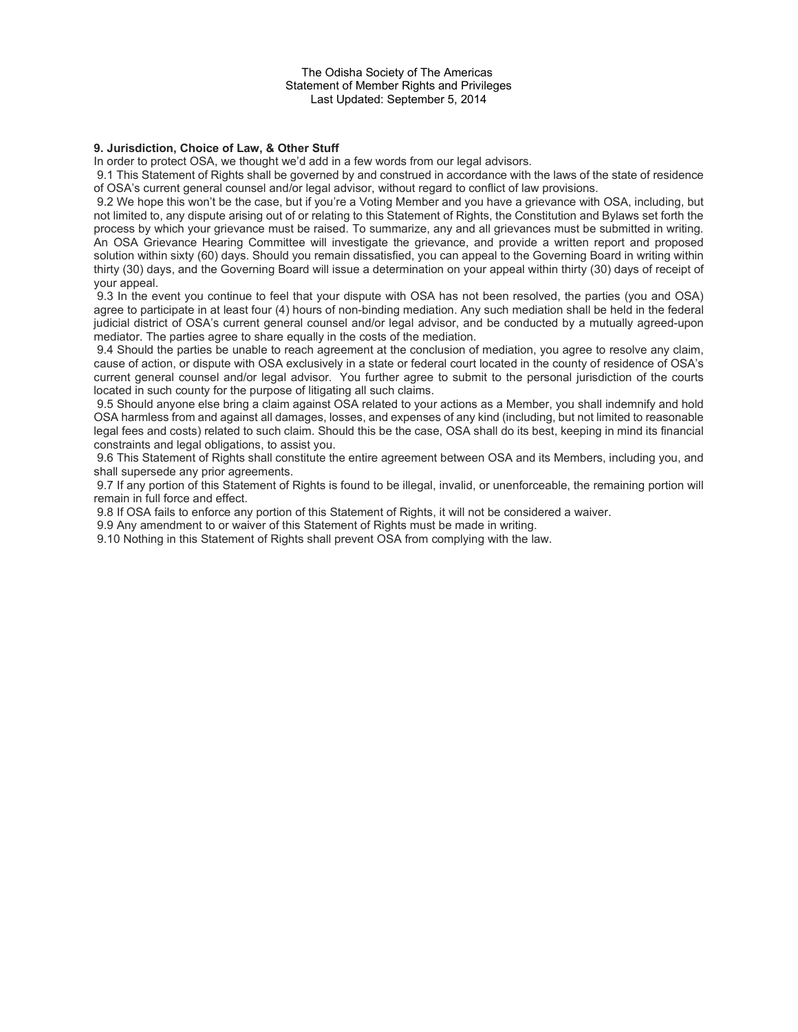The Odisha Society of The Americas
Statement of Member Rights and Privileges
Last Updated: September 5, 2014

**9. Jurisdiction, Choice of Law, & Other Stuff**

In order to protect OSA, we thought we'd add in a few words from our legal advisors.

9.1 This Statement of Rights shall be governed by and construed in accordance with the laws of the state of residence of OSA's current general counsel and/or legal advisor, without regard to conflict of law provisions.

9.2 We hope this won't be the case, but if you're a Voting Member and you have a grievance with OSA, including, but not limited to, any dispute arising out of or relating to this Statement of Rights, the Constitution and Bylaws set forth the process by which your grievance must be raised. To summarize, any and all grievances must be submitted in writing. An OSA Grievance Hearing Committee will investigate the grievance, and provide a written report and proposed solution within sixty (60) days. Should you remain dissatisfied, you can appeal to the Governing Board in writing within thirty (30) days, and the Governing Board will issue a determination on your appeal within thirty (30) days of receipt of your appeal.

9.3 In the event you continue to feel that your dispute with OSA has not been resolved, the parties (you and OSA) agree to participate in at least four (4) hours of non-binding mediation. Any such mediation shall be held in the federal judicial district of OSA's current general counsel and/or legal advisor, and be conducted by a mutually agreed-upon mediator. The parties agree to share equally in the costs of the mediation.

9.4 Should the parties be unable to reach agreement at the conclusion of mediation, you agree to resolve any claim, cause of action, or dispute with OSA exclusively in a state or federal court located in the county of residence of OSA's current general counsel and/or legal advisor. You further agree to submit to the personal jurisdiction of the courts located in such county for the purpose of litigating all such claims.

9.5 Should anyone else bring a claim against OSA related to your actions as a Member, you shall indemnify and hold OSA harmless from and against all damages, losses, and expenses of any kind (including, but not limited to reasonable legal fees and costs) related to such claim. Should this be the case, OSA shall do its best, keeping in mind its financial constraints and legal obligations, to assist you.

9.6 This Statement of Rights shall constitute the entire agreement between OSA and its Members, including you, and shall supersede any prior agreements.

9.7 If any portion of this Statement of Rights is found to be illegal, invalid, or unenforceable, the remaining portion will remain in full force and effect.

9.8 If OSA fails to enforce any portion of this Statement of Rights, it will not be considered a waiver.

9.9 Any amendment to or waiver of this Statement of Rights must be made in writing.

9.10 Nothing in this Statement of Rights shall prevent OSA from complying with the law.